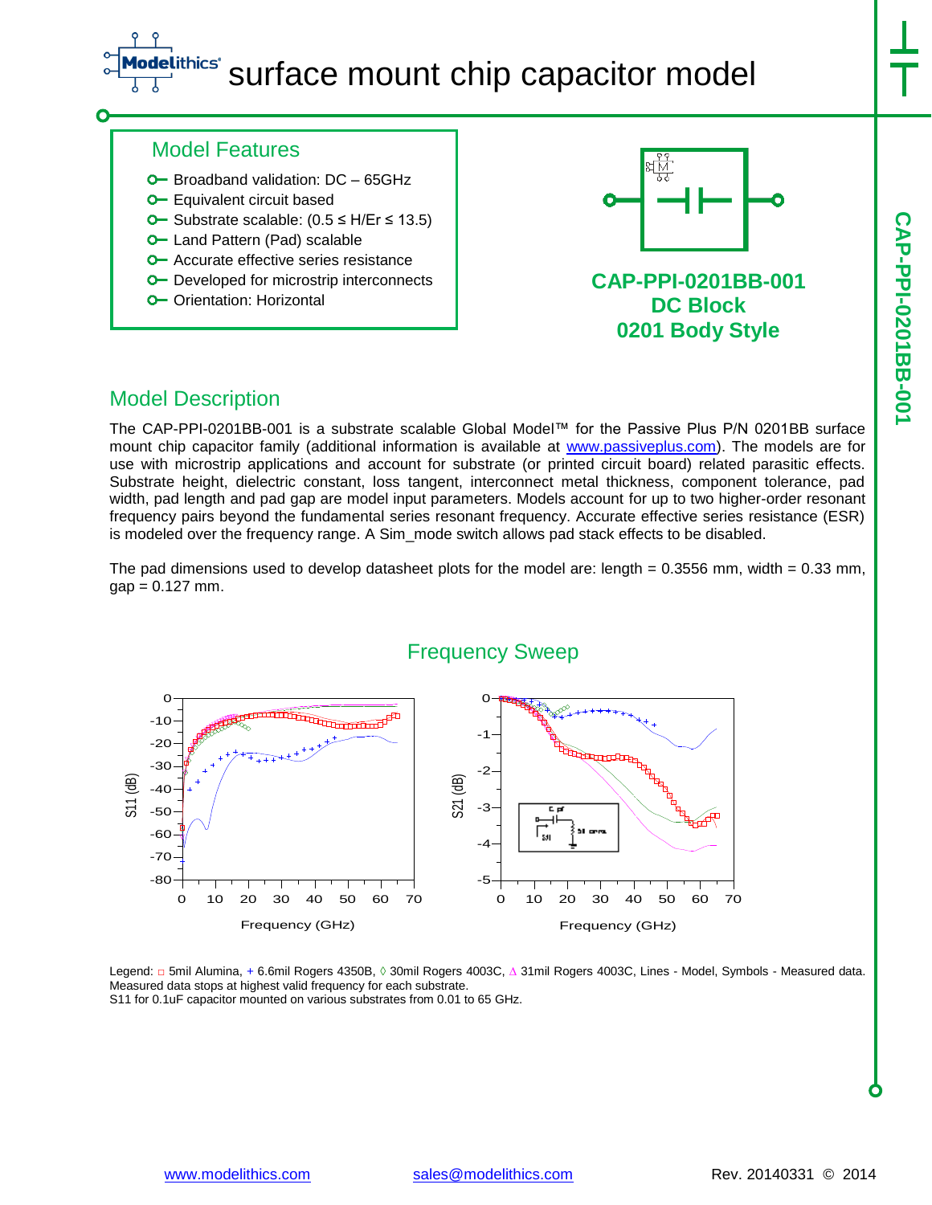# surface mount chip capacitor model

## Model Features

- Broadband validation: DC – 65GHz
- Equivalent circuit based
- Substrate scalable: (0.5 ≤ H/Er ≤ 13.5)
- Land Pattern (Pad) scalable
- Accurate effective series resistance
- Developed for microstrip interconnects
- Orientation: Horizontal

**CAP-PPI-0201BB-001**
**DC Block**
**0201 Body Style**

## Model Description

The CAP-PPI-0201BB-001 is a substrate scalable Global Model™ for the Passive Plus P/N 0201BB surface mount chip capacitor family (additional information is available at www.passiveplus.com). The models are for use with microstrip applications and account for substrate (or printed circuit board) related parasitic effects. Substrate height, dielectric constant, loss tangent, interconnect metal thickness, component tolerance, pad width, pad length and pad gap are model input parameters. Models account for up to two higher-order resonant frequency pairs beyond the fundamental series resonant frequency. Accurate effective series resistance (ESR) is modeled over the frequency range. A Sim_mode switch allows pad stack effects to be disabled.

The pad dimensions used to develop datasheet plots for the model are: length = 0.3556 mm, width = 0.33 mm, gap = 0.127 mm.

## Frequency Sweep

Legend: □ 5mil Alumina, + 6.6mil Rogers 4350B, ◊ 30mil Rogers 4003C, Δ 31mil Rogers 4003C, Lines - Model, Symbols - Measured data.
Measured data stops at highest valid frequency for each substrate.
S11 for 0.1uF capacitor mounted on various substrates from 0.01 to 65 GHz.

www.modelithics.com sales@modelithics.com Rev. 20140331 © 2014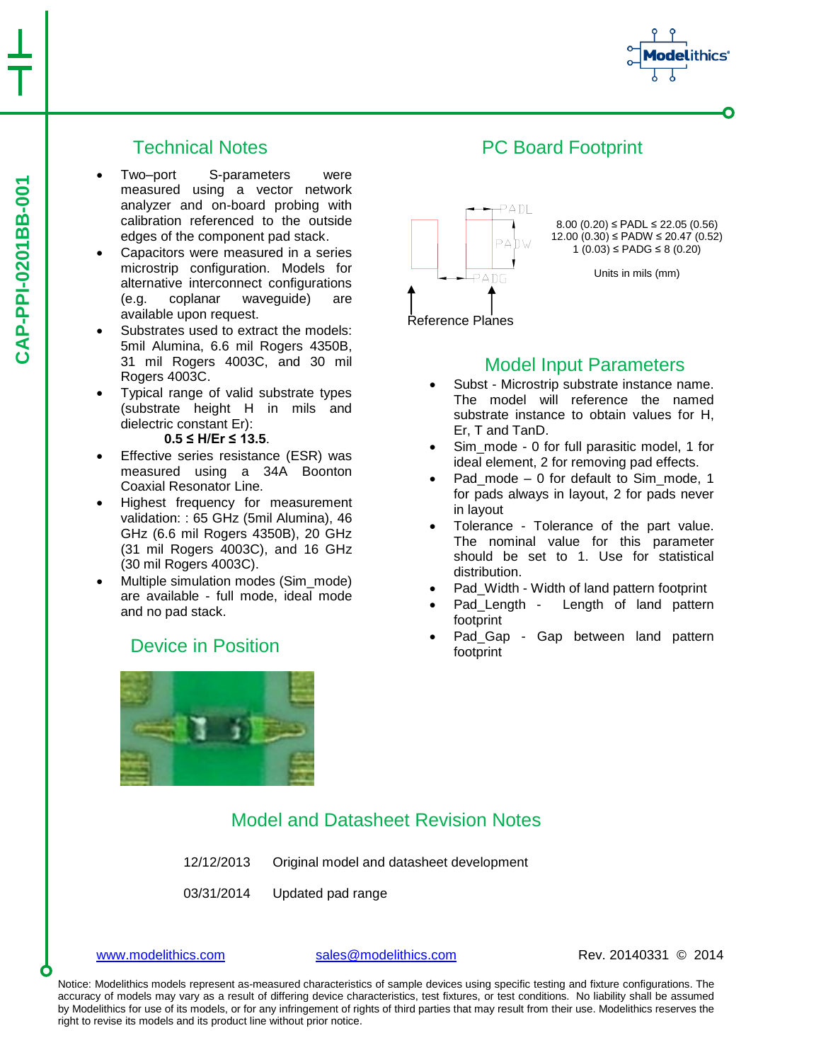## Technical Notes

- Two–port S-parameters were measured using a vector network analyzer and on-board probing with calibration referenced to the outside edges of the component pad stack.
- Capacitors were measured in a series microstrip configuration. Models for alternative interconnect configurations (e.g. coplanar waveguide) are available upon request.
- Substrates used to extract the models: 5mil Alumina, 6.6 mil Rogers 4350B, 31 mil Rogers 4003C, and 30 mil Rogers 4003C.
- Typical range of valid substrate types (substrate height H in mils and dielectric constant Er):
  **0.5 ≤ H/Er ≤ 13.5**.
- Effective series resistance (ESR) was measured using a 34A Boonton Coaxial Resonator Line.
- Highest frequency for measurement validation: : 65 GHz (5mil Alumina), 46 GHz (6.6 mil Rogers 4350B), 20 GHz (31 mil Rogers 4003C), and 16 GHz (30 mil Rogers 4003C).
- Multiple simulation modes (Sim_mode) are available - full mode, ideal mode and no pad stack.

## Device in Position

## PC Board Footprint

PADL
PADW
PADG

Reference Planes

8.00 (0.20) ≤ PADL ≤ 22.05 (0.56)
12.00 (0.30) ≤ PADW ≤ 20.47 (0.52)
1 (0.03) ≤ PADG ≤ 8 (0.20)

Units in mils (mm)

## Model Input Parameters

- Subst - Microstrip substrate instance name. The model will reference the named substrate instance to obtain values for H, Er, T and TanD.
- Sim_mode - 0 for full parasitic model, 1 for ideal element, 2 for removing pad effects.
- Pad_mode – 0 for default to Sim_mode, 1 for pads always in layout, 2 for pads never in layout
- Tolerance - Tolerance of the part value. The nominal value for this parameter should be set to 1. Use for statistical distribution.
- Pad_Width - Width of land pattern footprint
- Pad_Length - Length of land pattern footprint
- Pad_Gap - Gap between land pattern footprint

## Model and Datasheet Revision Notes

12/12/2013 Original model and datasheet development

03/31/2014 Updated pad range

www.modelithics.com sales@modelithics.com Rev. 20140331 © 2014

Notice: Modelithics models represent as-measured characteristics of sample devices using specific testing and fixture configurations. The accuracy of models may vary as a result of differing device characteristics, test fixtures, or test conditions. No liability shall be assumed by Modelithics for use of its models, or for any infringement of rights of third parties that may result from their use. Modelithics reserves the right to revise its models and its product line without prior notice.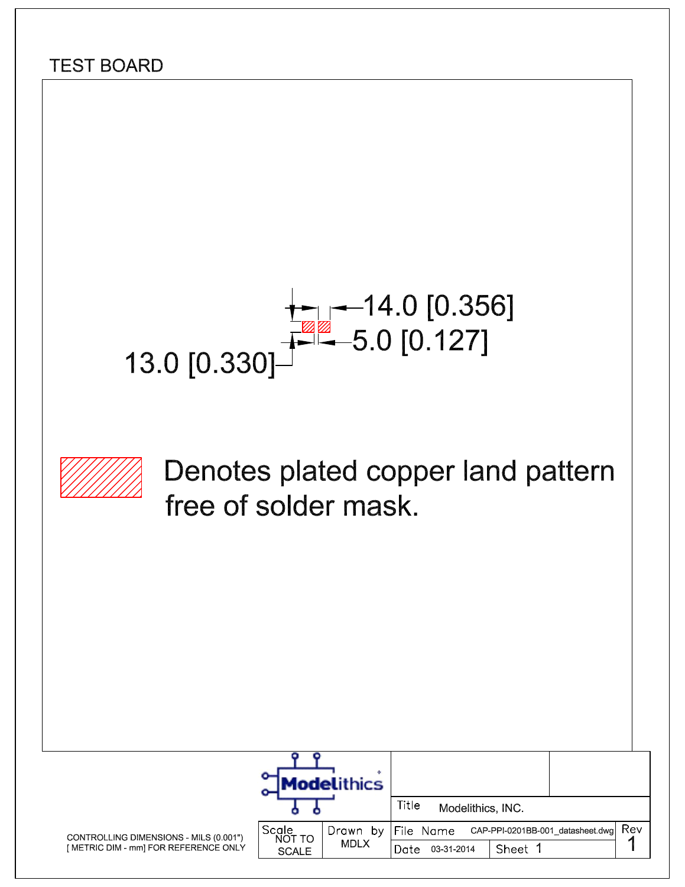# TEST BOARD

14.0 [0.356]

5.0 [0.127]

13.0 [0.330]

Denotes plated copper land pattern free of solder mask.

CONTROLLING DIMENSIONS - MILS (0.001")
[ METRIC DIM - mm] FOR REFERENCE ONLY

| | | | |
|---|---|---|---|
| Scale NOT TO SCALE | Drawn by MDLX | Title Modelithics, INC. | |
| | | File Name CAP-PPI-0201BB-001_datasheet.dwg | Rev 1 |
| | | Date 03-31-2014 Sheet 1 | |